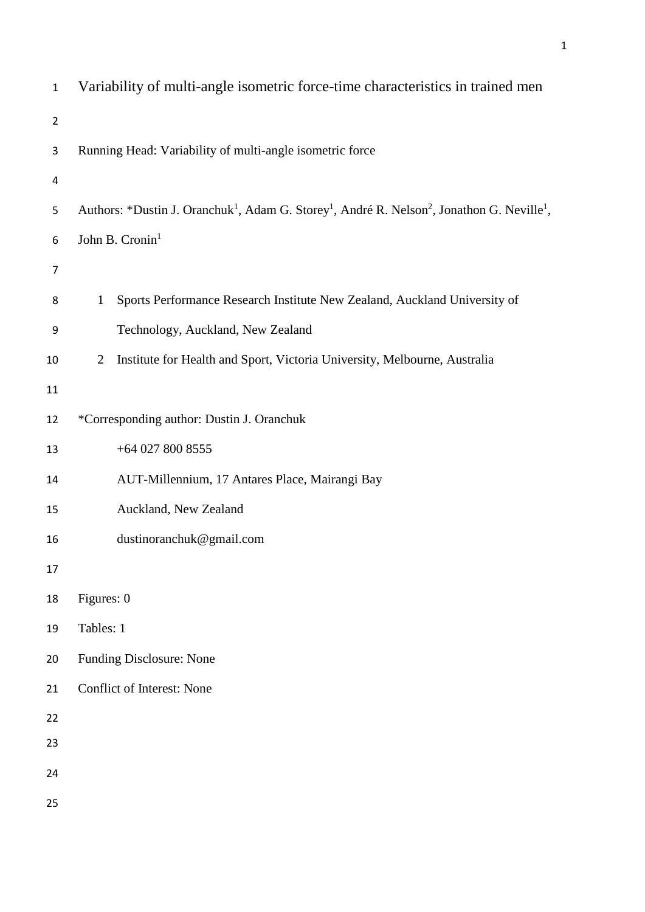# Variability of multi-angle isometric force-time characteristics in trained men

Running Head: Variability of multi-angle isometric force

Authors: *Dustin J. Oranchuk[1], Adam G. Storey[1], André R. Nelson[2], Jonathon G. Neville[1], John B. Cronin[1]

1. Sports Performance Research Institute New Zealand, Auckland University of Technology, Auckland, New Zealand
2. Institute for Health and Sport, Victoria University, Melbourne, Australia

*Corresponding author: Dustin J. Oranchuk

+64 027 800 8555

AUT-Millennium, 17 Antares Place, Mairangi Bay

Auckland, New Zealand

dustinoranchuk@gmail.com

Figures: 0

Tables: 1

Funding Disclosure: None

Conflict of Interest: None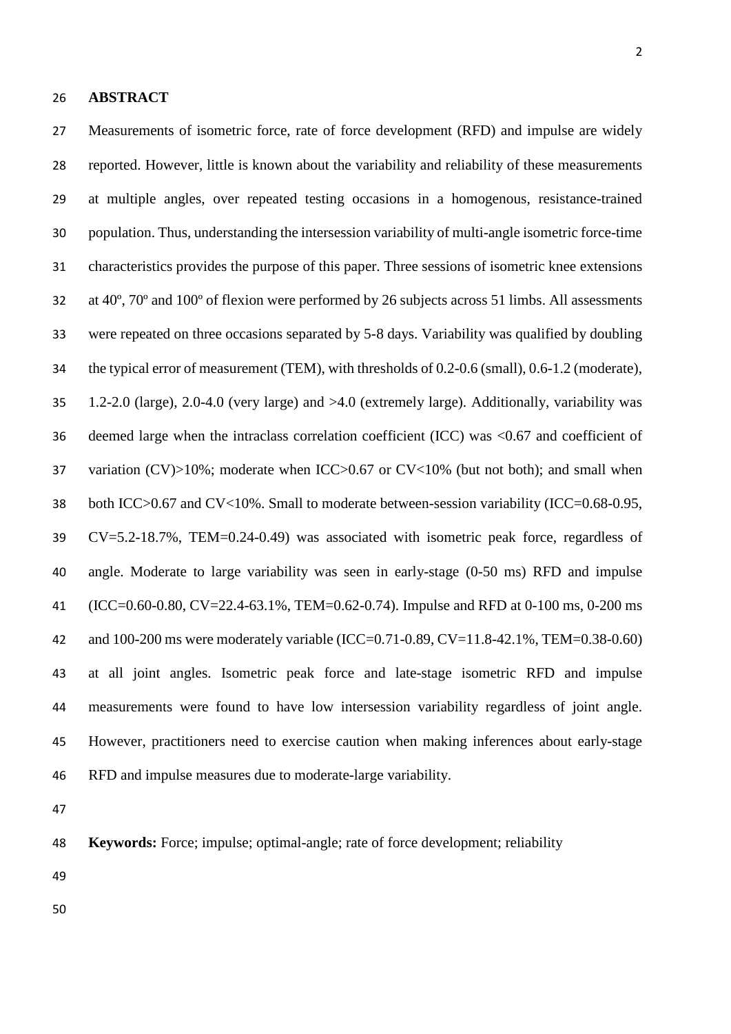## ABSTRACT

Measurements of isometric force, rate of force development (RFD) and impulse are widely reported. However, little is known about the variability and reliability of these measurements at multiple angles, over repeated testing occasions in a homogenous, resistance-trained population. Thus, understanding the intersession variability of multi-angle isometric force-time characteristics provides the purpose of this paper. Three sessions of isometric knee extensions at 40º, 70º and 100º of flexion were performed by 26 subjects across 51 limbs. All assessments were repeated on three occasions separated by 5-8 days. Variability was qualified by doubling the typical error of measurement (TEM), with thresholds of 0.2-0.6 (small), 0.6-1.2 (moderate), 1.2-2.0 (large), 2.0-4.0 (very large) and >4.0 (extremely large). Additionally, variability was deemed large when the intraclass correlation coefficient (ICC) was <0.67 and coefficient of variation (CV)>10%; moderate when ICC>0.67 or CV<10% (but not both); and small when both ICC>0.67 and CV<10%. Small to moderate between-session variability (ICC=0.68-0.95, CV=5.2-18.7%, TEM=0.24-0.49) was associated with isometric peak force, regardless of angle. Moderate to large variability was seen in early-stage (0-50 ms) RFD and impulse (ICC=0.60-0.80, CV=22.4-63.1%, TEM=0.62-0.74). Impulse and RFD at 0-100 ms, 0-200 ms and 100-200 ms were moderately variable (ICC=0.71-0.89, CV=11.8-42.1%, TEM=0.38-0.60) at all joint angles. Isometric peak force and late-stage isometric RFD and impulse measurements were found to have low intersession variability regardless of joint angle. However, practitioners need to exercise caution when making inferences about early-stage RFD and impulse measures due to moderate-large variability.

**Keywords:** Force; impulse; optimal-angle; rate of force development; reliability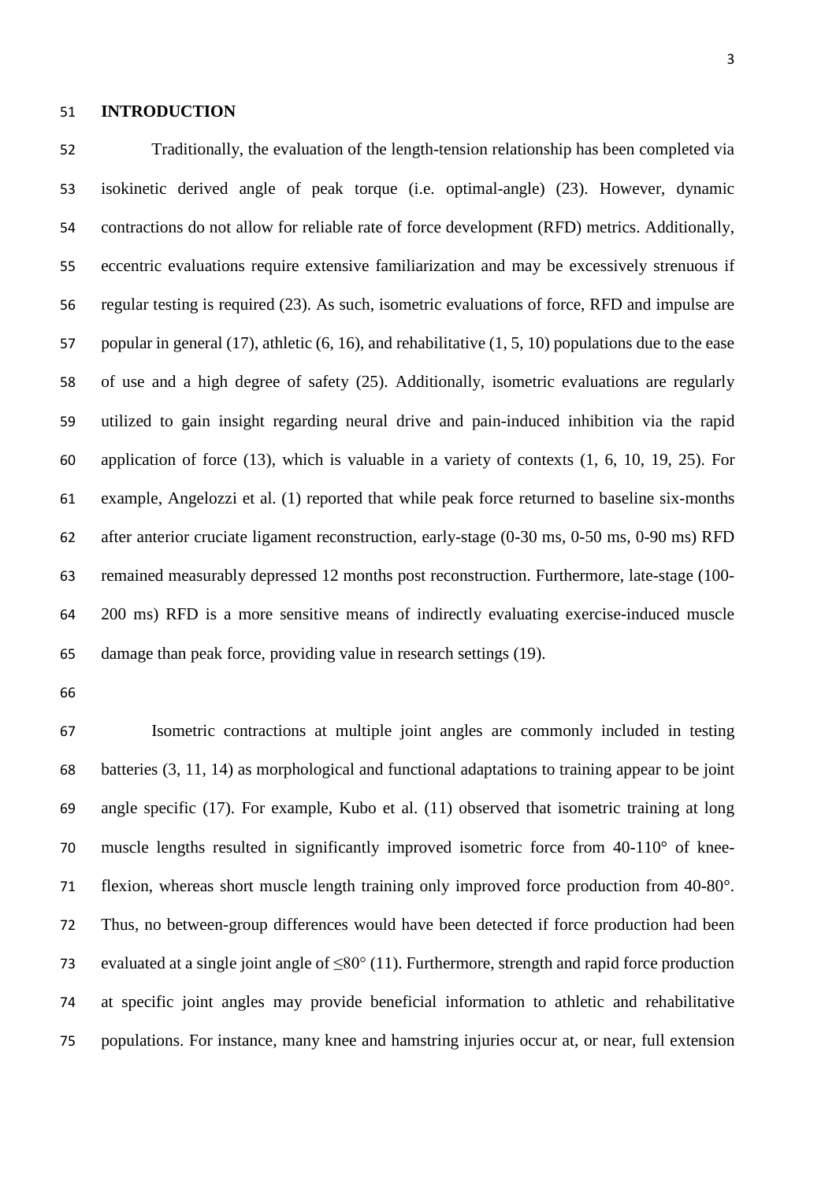## INTRODUCTION

Traditionally, the evaluation of the length-tension relationship has been completed via isokinetic derived angle of peak torque (i.e. optimal-angle) (23). However, dynamic contractions do not allow for reliable rate of force development (RFD) metrics. Additionally, eccentric evaluations require extensive familiarization and may be excessively strenuous if regular testing is required (23). As such, isometric evaluations of force, RFD and impulse are popular in general (17), athletic (6, 16), and rehabilitative (1, 5, 10) populations due to the ease of use and a high degree of safety (25). Additionally, isometric evaluations are regularly utilized to gain insight regarding neural drive and pain-induced inhibition via the rapid application of force (13), which is valuable in a variety of contexts (1, 6, 10, 19, 25). For example, Angelozzi et al. (1) reported that while peak force returned to baseline six-months after anterior cruciate ligament reconstruction, early-stage (0-30 ms, 0-50 ms, 0-90 ms) RFD remained measurably depressed 12 months post reconstruction. Furthermore, late-stage (100-200 ms) RFD is a more sensitive means of indirectly evaluating exercise-induced muscle damage than peak force, providing value in research settings (19).

Isometric contractions at multiple joint angles are commonly included in testing batteries (3, 11, 14) as morphological and functional adaptations to training appear to be joint angle specific (17). For example, Kubo et al. (11) observed that isometric training at long muscle lengths resulted in significantly improved isometric force from 40-110° of knee-flexion, whereas short muscle length training only improved force production from 40-80°. Thus, no between-group differences would have been detected if force production had been evaluated at a single joint angle of ≤80° (11). Furthermore, strength and rapid force production at specific joint angles may provide beneficial information to athletic and rehabilitative populations. For instance, many knee and hamstring injuries occur at, or near, full extension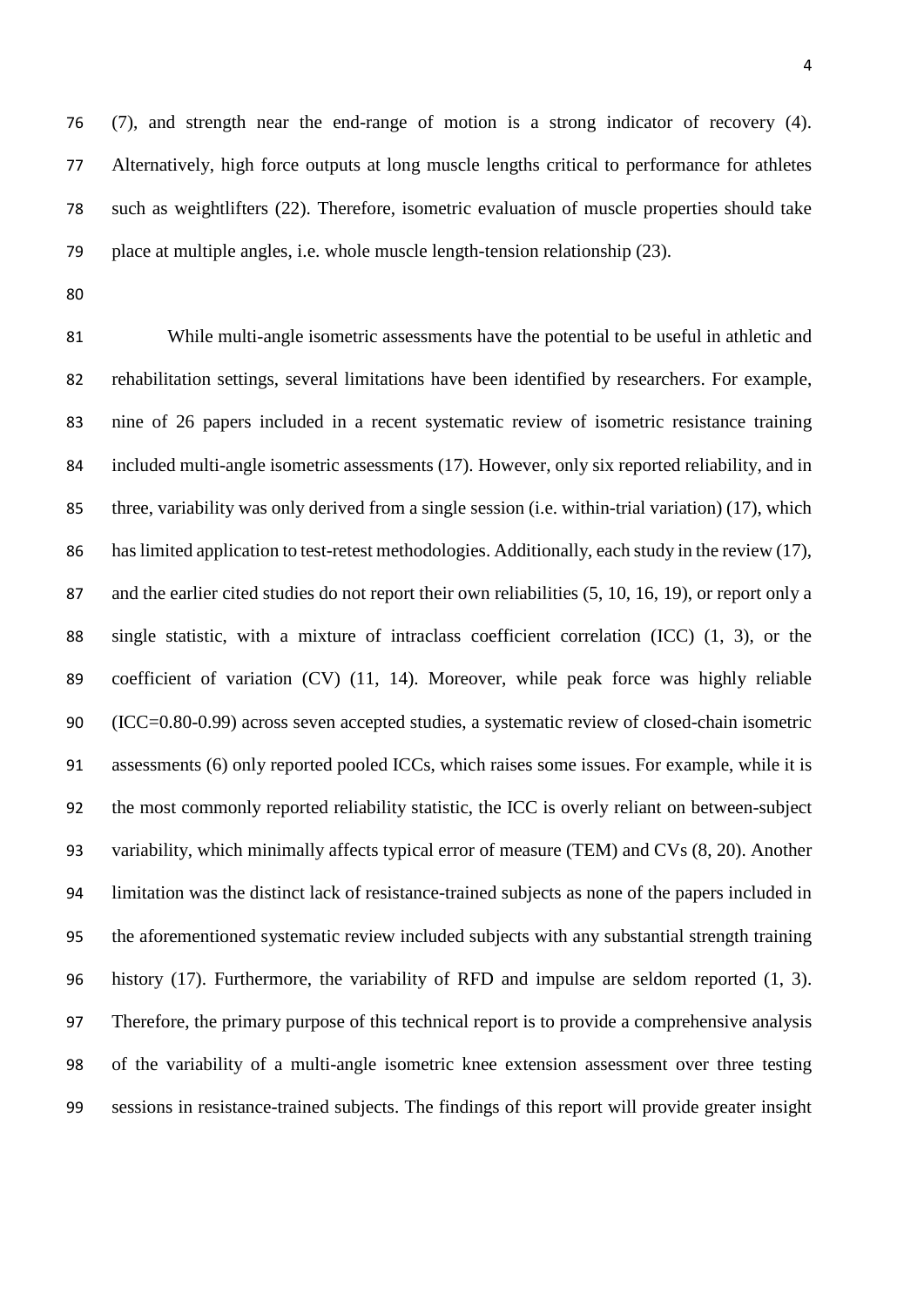(7), and strength near the end-range of motion is a strong indicator of recovery (4). Alternatively, high force outputs at long muscle lengths critical to performance for athletes such as weightlifters (22). Therefore, isometric evaluation of muscle properties should take place at multiple angles, i.e. whole muscle length-tension relationship (23).

While multi-angle isometric assessments have the potential to be useful in athletic and rehabilitation settings, several limitations have been identified by researchers. For example, nine of 26 papers included in a recent systematic review of isometric resistance training included multi-angle isometric assessments (17). However, only six reported reliability, and in three, variability was only derived from a single session (i.e. within-trial variation) (17), which has limited application to test-retest methodologies. Additionally, each study in the review (17), and the earlier cited studies do not report their own reliabilities (5, 10, 16, 19), or report only a single statistic, with a mixture of intraclass coefficient correlation (ICC) (1, 3), or the coefficient of variation (CV) (11, 14). Moreover, while peak force was highly reliable (ICC=0.80-0.99) across seven accepted studies, a systematic review of closed-chain isometric assessments (6) only reported pooled ICCs, which raises some issues. For example, while it is the most commonly reported reliability statistic, the ICC is overly reliant on between-subject variability, which minimally affects typical error of measure (TEM) and CVs (8, 20). Another limitation was the distinct lack of resistance-trained subjects as none of the papers included in the aforementioned systematic review included subjects with any substantial strength training history (17). Furthermore, the variability of RFD and impulse are seldom reported (1, 3). Therefore, the primary purpose of this technical report is to provide a comprehensive analysis of the variability of a multi-angle isometric knee extension assessment over three testing sessions in resistance-trained subjects. The findings of this report will provide greater insight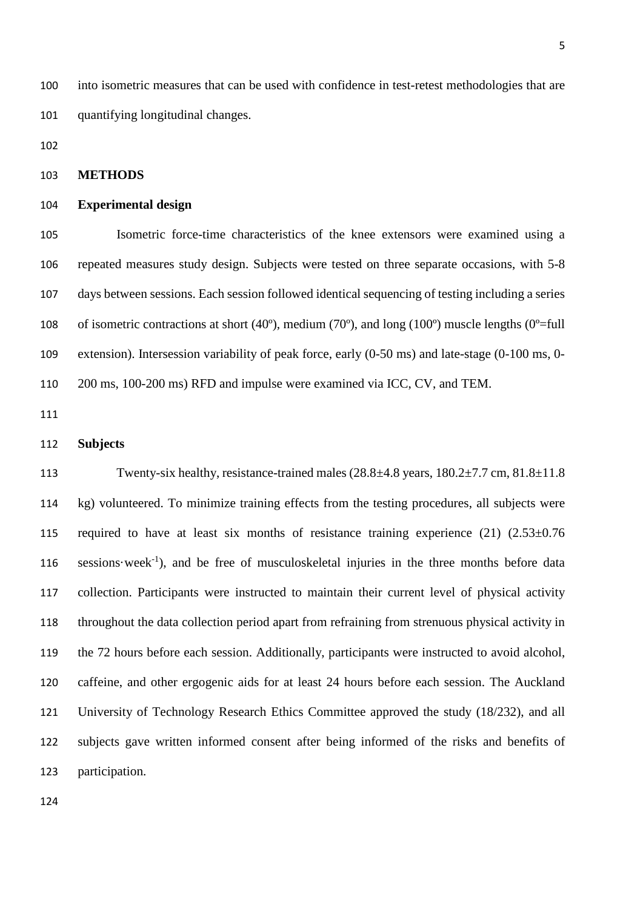into isometric measures that can be used with confidence in test-retest methodologies that are quantifying longitudinal changes.

## METHODS

### Experimental design

Isometric force-time characteristics of the knee extensors were examined using a repeated measures study design. Subjects were tested on three separate occasions, with 5-8 days between sessions. Each session followed identical sequencing of testing including a series of isometric contractions at short (40º), medium (70º), and long (100º) muscle lengths (0º=full extension). Intersession variability of peak force, early (0-50 ms) and late-stage (0-100 ms, 0-200 ms, 100-200 ms) RFD and impulse were examined via ICC, CV, and TEM.

### Subjects

Twenty-six healthy, resistance-trained males (28.8±4.8 years, 180.2±7.7 cm, 81.8±11.8 kg) volunteered. To minimize training effects from the testing procedures, all subjects were required to have at least six months of resistance training experience (21) (2.53±0.76 sessions·week$^{-1}$), and be free of musculoskeletal injuries in the three months before data collection. Participants were instructed to maintain their current level of physical activity throughout the data collection period apart from refraining from strenuous physical activity in the 72 hours before each session. Additionally, participants were instructed to avoid alcohol, caffeine, and other ergogenic aids for at least 24 hours before each session. The Auckland University of Technology Research Ethics Committee approved the study (18/232), and all subjects gave written informed consent after being informed of the risks and benefits of participation.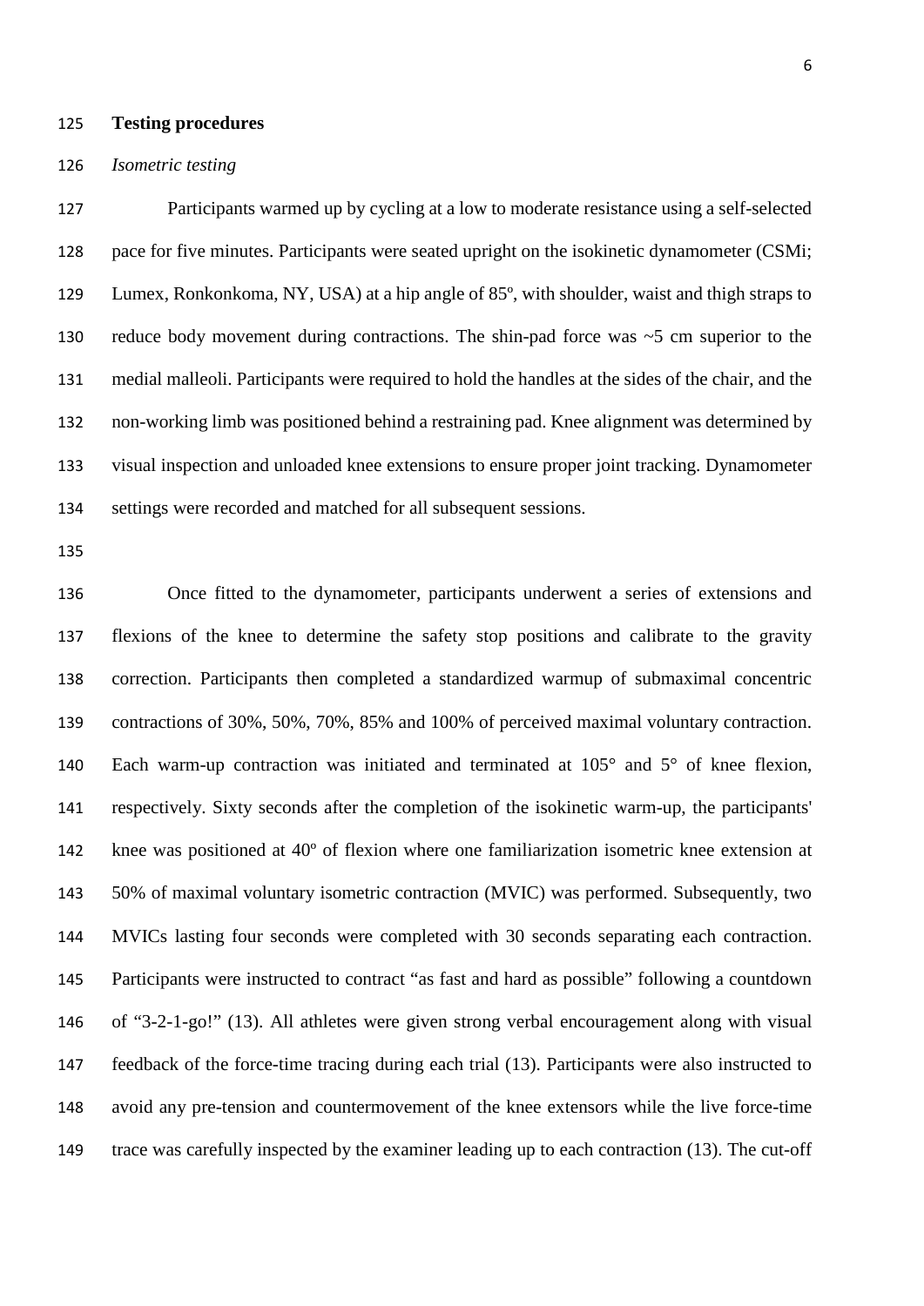**Testing procedures**

*Isometric testing*

Participants warmed up by cycling at a low to moderate resistance using a self-selected pace for five minutes. Participants were seated upright on the isokinetic dynamometer (CSMi; Lumex, Ronkonkoma, NY, USA) at a hip angle of 85º, with shoulder, waist and thigh straps to reduce body movement during contractions. The shin-pad force was ~5 cm superior to the medial malleoli. Participants were required to hold the handles at the sides of the chair, and the non-working limb was positioned behind a restraining pad. Knee alignment was determined by visual inspection and unloaded knee extensions to ensure proper joint tracking. Dynamometer settings were recorded and matched for all subsequent sessions.

Once fitted to the dynamometer, participants underwent a series of extensions and flexions of the knee to determine the safety stop positions and calibrate to the gravity correction. Participants then completed a standardized warmup of submaximal concentric contractions of 30%, 50%, 70%, 85% and 100% of perceived maximal voluntary contraction. Each warm-up contraction was initiated and terminated at 105° and 5° of knee flexion, respectively. Sixty seconds after the completion of the isokinetic warm-up, the participants' knee was positioned at 40º of flexion where one familiarization isometric knee extension at 50% of maximal voluntary isometric contraction (MVIC) was performed. Subsequently, two MVICs lasting four seconds were completed with 30 seconds separating each contraction. Participants were instructed to contract "as fast and hard as possible" following a countdown of "3-2-1-go!" (13). All athletes were given strong verbal encouragement along with visual feedback of the force-time tracing during each trial (13). Participants were also instructed to avoid any pre-tension and countermovement of the knee extensors while the live force-time trace was carefully inspected by the examiner leading up to each contraction (13). The cut-off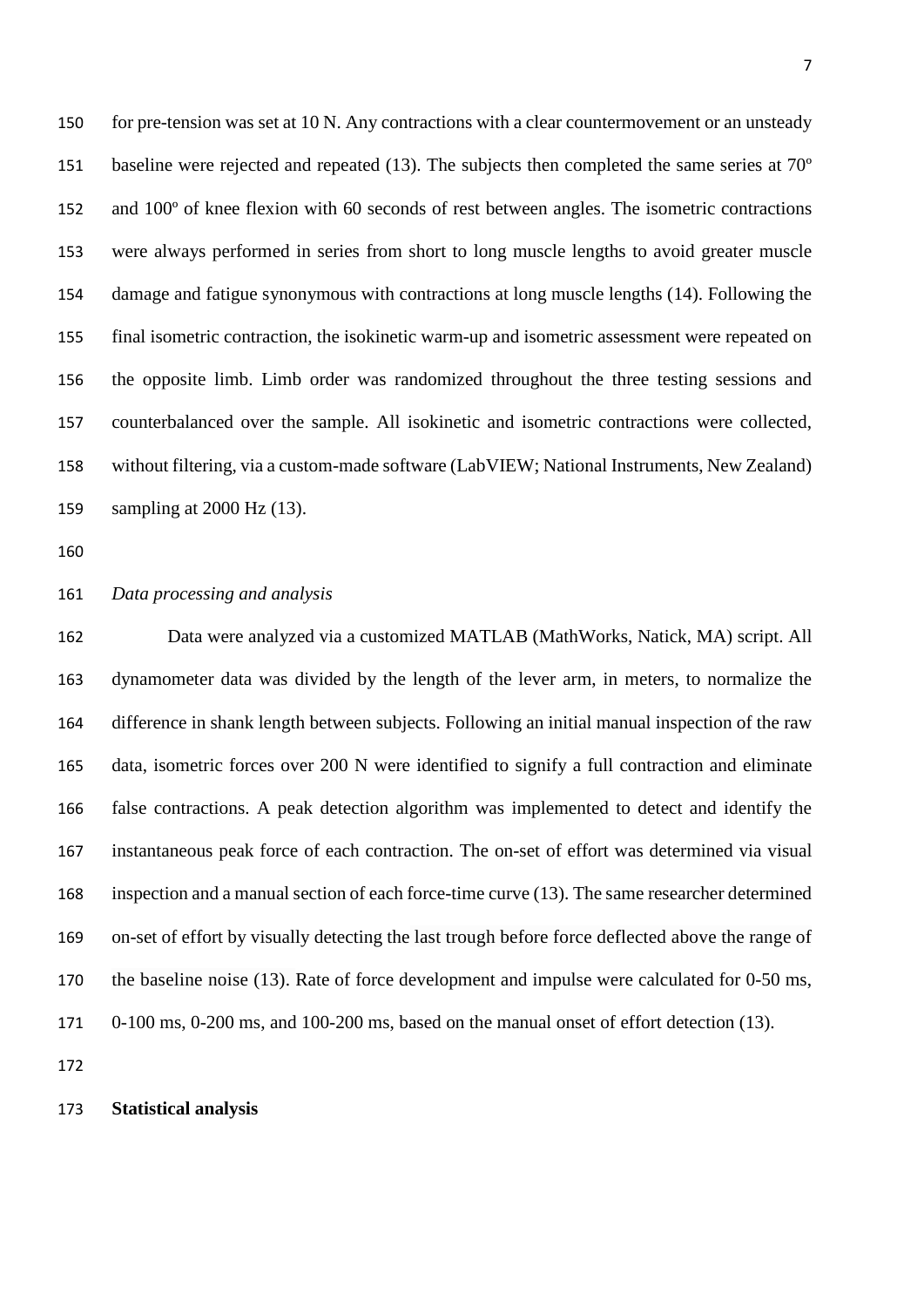for pre-tension was set at 10 N. Any contractions with a clear countermovement or an unsteady baseline were rejected and repeated (13). The subjects then completed the same series at 70º and 100º of knee flexion with 60 seconds of rest between angles. The isometric contractions were always performed in series from short to long muscle lengths to avoid greater muscle damage and fatigue synonymous with contractions at long muscle lengths (14). Following the final isometric contraction, the isokinetic warm-up and isometric assessment were repeated on the opposite limb. Limb order was randomized throughout the three testing sessions and counterbalanced over the sample. All isokinetic and isometric contractions were collected, without filtering, via a custom-made software (LabVIEW; National Instruments, New Zealand) sampling at 2000 Hz (13).

*Data processing and analysis*

Data were analyzed via a customized MATLAB (MathWorks, Natick, MA) script. All dynamometer data was divided by the length of the lever arm, in meters, to normalize the difference in shank length between subjects. Following an initial manual inspection of the raw data, isometric forces over 200 N were identified to signify a full contraction and eliminate false contractions. A peak detection algorithm was implemented to detect and identify the instantaneous peak force of each contraction. The on-set of effort was determined via visual inspection and a manual section of each force-time curve (13). The same researcher determined on-set of effort by visually detecting the last trough before force deflected above the range of the baseline noise (13). Rate of force development and impulse were calculated for 0-50 ms, 0-100 ms, 0-200 ms, and 100-200 ms, based on the manual onset of effort detection (13).

**Statistical analysis**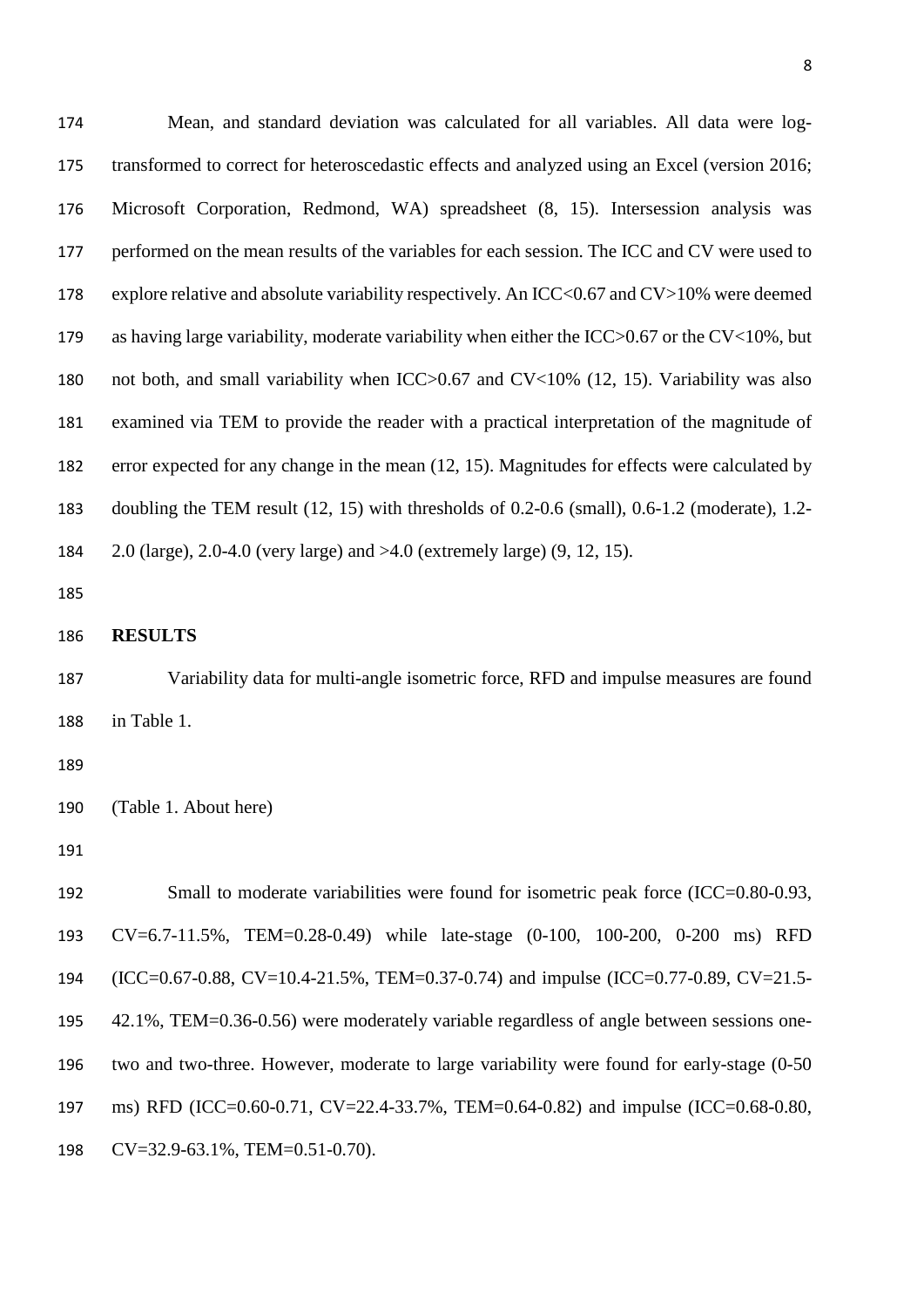Mean, and standard deviation was calculated for all variables. All data were log-transformed to correct for heteroscedastic effects and analyzed using an Excel (version 2016; Microsoft Corporation, Redmond, WA) spreadsheet (8, 15). Intersession analysis was performed on the mean results of the variables for each session. The ICC and CV were used to explore relative and absolute variability respectively. An ICC<0.67 and CV>10% were deemed as having large variability, moderate variability when either the ICC>0.67 or the CV<10%, but not both, and small variability when ICC>0.67 and CV<10% (12, 15). Variability was also examined via TEM to provide the reader with a practical interpretation of the magnitude of error expected for any change in the mean (12, 15). Magnitudes for effects were calculated by doubling the TEM result (12, 15) with thresholds of 0.2-0.6 (small), 0.6-1.2 (moderate), 1.2-2.0 (large), 2.0-4.0 (very large) and >4.0 (extremely large) (9, 12, 15).

## RESULTS

Variability data for multi-angle isometric force, RFD and impulse measures are found in Table 1.

(Table 1. About here)

Small to moderate variabilities were found for isometric peak force (ICC=0.80-0.93, CV=6.7-11.5%, TEM=0.28-0.49) while late-stage (0-100, 100-200, 0-200 ms) RFD (ICC=0.67-0.88, CV=10.4-21.5%, TEM=0.37-0.74) and impulse (ICC=0.77-0.89, CV=21.5-42.1%, TEM=0.36-0.56) were moderately variable regardless of angle between sessions one-two and two-three. However, moderate to large variability were found for early-stage (0-50 ms) RFD (ICC=0.60-0.71, CV=22.4-33.7%, TEM=0.64-0.82) and impulse (ICC=0.68-0.80, CV=32.9-63.1%, TEM=0.51-0.70).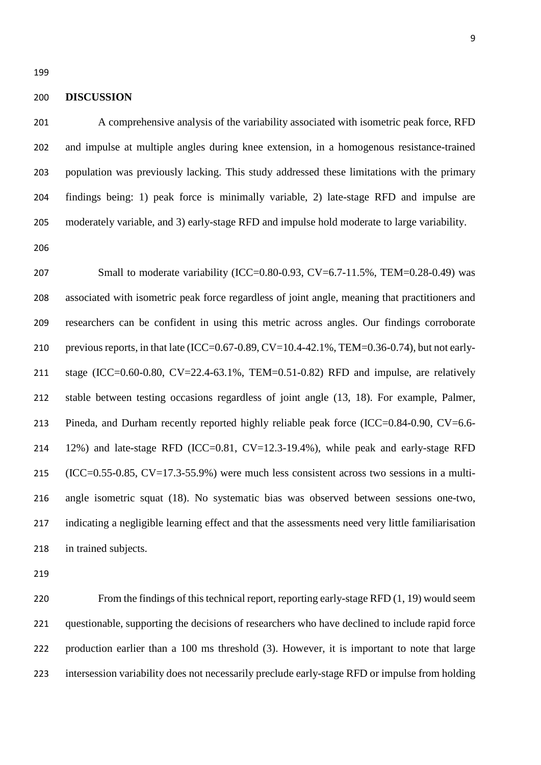## DISCUSSION

A comprehensive analysis of the variability associated with isometric peak force, RFD and impulse at multiple angles during knee extension, in a homogenous resistance-trained population was previously lacking. This study addressed these limitations with the primary findings being: 1) peak force is minimally variable, 2) late-stage RFD and impulse are moderately variable, and 3) early-stage RFD and impulse hold moderate to large variability.

Small to moderate variability (ICC=0.80-0.93, CV=6.7-11.5%, TEM=0.28-0.49) was associated with isometric peak force regardless of joint angle, meaning that practitioners and researchers can be confident in using this metric across angles. Our findings corroborate previous reports, in that late (ICC=0.67-0.89, CV=10.4-42.1%, TEM=0.36-0.74), but not early-stage (ICC=0.60-0.80, CV=22.4-63.1%, TEM=0.51-0.82) RFD and impulse, are relatively stable between testing occasions regardless of joint angle (13, 18). For example, Palmer, Pineda, and Durham recently reported highly reliable peak force (ICC=0.84-0.90, CV=6.6-12%) and late-stage RFD (ICC=0.81, CV=12.3-19.4%), while peak and early-stage RFD (ICC=0.55-0.85, CV=17.3-55.9%) were much less consistent across two sessions in a multi-angle isometric squat (18). No systematic bias was observed between sessions one-two, indicating a negligible learning effect and that the assessments need very little familiarisation in trained subjects.

From the findings of this technical report, reporting early-stage RFD (1, 19) would seem questionable, supporting the decisions of researchers who have declined to include rapid force production earlier than a 100 ms threshold (3). However, it is important to note that large intersession variability does not necessarily preclude early-stage RFD or impulse from holding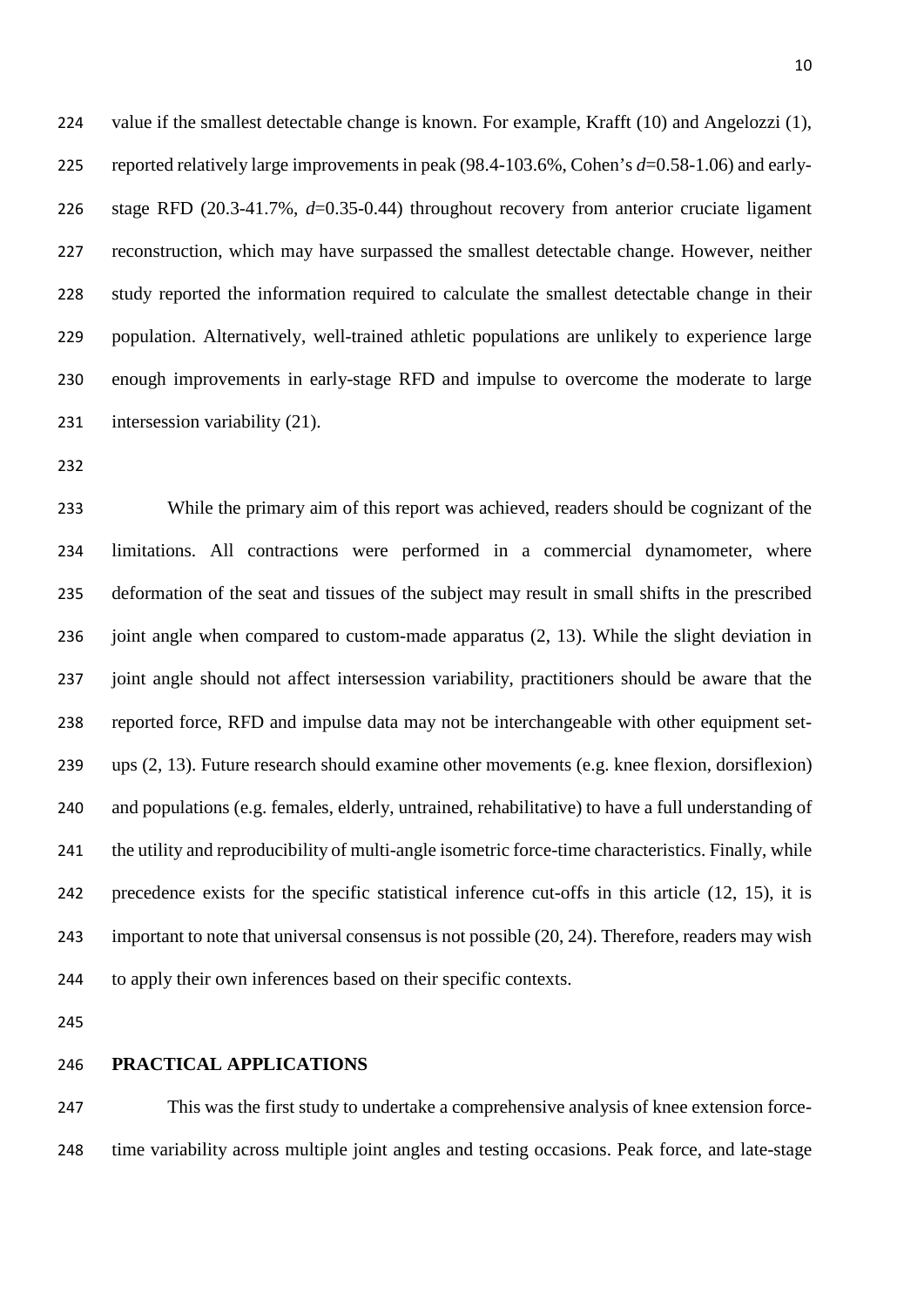value if the smallest detectable change is known. For example, Krafft (10) and Angelozzi (1), reported relatively large improvements in peak (98.4-103.6%, Cohen's $d$=0.58-1.06) and early-stage RFD (20.3-41.7%, $d$=0.35-0.44) throughout recovery from anterior cruciate ligament reconstruction, which may have surpassed the smallest detectable change. However, neither study reported the information required to calculate the smallest detectable change in their population. Alternatively, well-trained athletic populations are unlikely to experience large enough improvements in early-stage RFD and impulse to overcome the moderate to large intersession variability (21).

While the primary aim of this report was achieved, readers should be cognizant of the limitations. All contractions were performed in a commercial dynamometer, where deformation of the seat and tissues of the subject may result in small shifts in the prescribed joint angle when compared to custom-made apparatus (2, 13). While the slight deviation in joint angle should not affect intersession variability, practitioners should be aware that the reported force, RFD and impulse data may not be interchangeable with other equipment set-ups (2, 13). Future research should examine other movements (e.g. knee flexion, dorsiflexion) and populations (e.g. females, elderly, untrained, rehabilitative) to have a full understanding of the utility and reproducibility of multi-angle isometric force-time characteristics. Finally, while precedence exists for the specific statistical inference cut-offs in this article (12, 15), it is important to note that universal consensus is not possible (20, 24). Therefore, readers may wish to apply their own inferences based on their specific contexts.

## PRACTICAL APPLICATIONS

This was the first study to undertake a comprehensive analysis of knee extension force-time variability across multiple joint angles and testing occasions. Peak force, and late-stage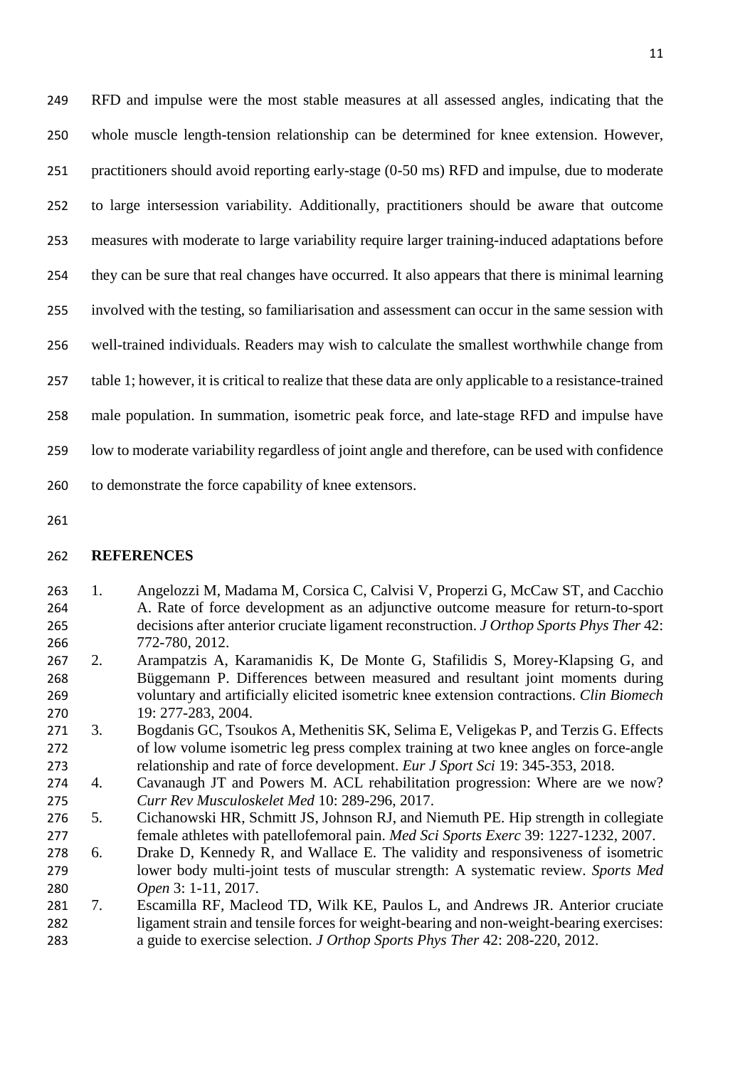RFD and impulse were the most stable measures at all assessed angles, indicating that the whole muscle length-tension relationship can be determined for knee extension. However, practitioners should avoid reporting early-stage (0-50 ms) RFD and impulse, due to moderate to large intersession variability. Additionally, practitioners should be aware that outcome measures with moderate to large variability require larger training-induced adaptations before they can be sure that real changes have occurred. It also appears that there is minimal learning involved with the testing, so familiarisation and assessment can occur in the same session with well-trained individuals. Readers may wish to calculate the smallest worthwhile change from table 1; however, it is critical to realize that these data are only applicable to a resistance-trained male population. In summation, isometric peak force, and late-stage RFD and impulse have low to moderate variability regardless of joint angle and therefore, can be used with confidence to demonstrate the force capability of knee extensors.

## REFERENCES

1. Angelozzi M, Madama M, Corsica C, Calvisi V, Properzi G, McCaw ST, and Cacchio A. Rate of force development as an adjunctive outcome measure for return-to-sport decisions after anterior cruciate ligament reconstruction. *J Orthop Sports Phys Ther* 42: 772-780, 2012.
2. Arampatzis A, Karamanidis K, De Monte G, Stafilidis S, Morey-Klapsing G, and Büggemann P. Differences between measured and resultant joint moments during voluntary and artificially elicited isometric knee extension contractions. *Clin Biomech* 19: 277-283, 2004.
3. Bogdanis GC, Tsoukos A, Methenitis SK, Selima E, Veligekas P, and Terzis G. Effects of low volume isometric leg press complex training at two knee angles on force-angle relationship and rate of force development. *Eur J Sport Sci* 19: 345-353, 2018.
4. Cavanaugh JT and Powers M. ACL rehabilitation progression: Where are we now? *Curr Rev Musculoskelet Med* 10: 289-296, 2017.
5. Cichanowski HR, Schmitt JS, Johnson RJ, and Niemuth PE. Hip strength in collegiate female athletes with patellofemoral pain. *Med Sci Sports Exerc* 39: 1227-1232, 2007.
6. Drake D, Kennedy R, and Wallace E. The validity and responsiveness of isometric lower body multi-joint tests of muscular strength: A systematic review. *Sports Med Open* 3: 1-11, 2017.
7. Escamilla RF, Macleod TD, Wilk KE, Paulos L, and Andrews JR. Anterior cruciate ligament strain and tensile forces for weight-bearing and non-weight-bearing exercises: a guide to exercise selection. *J Orthop Sports Phys Ther* 42: 208-220, 2012.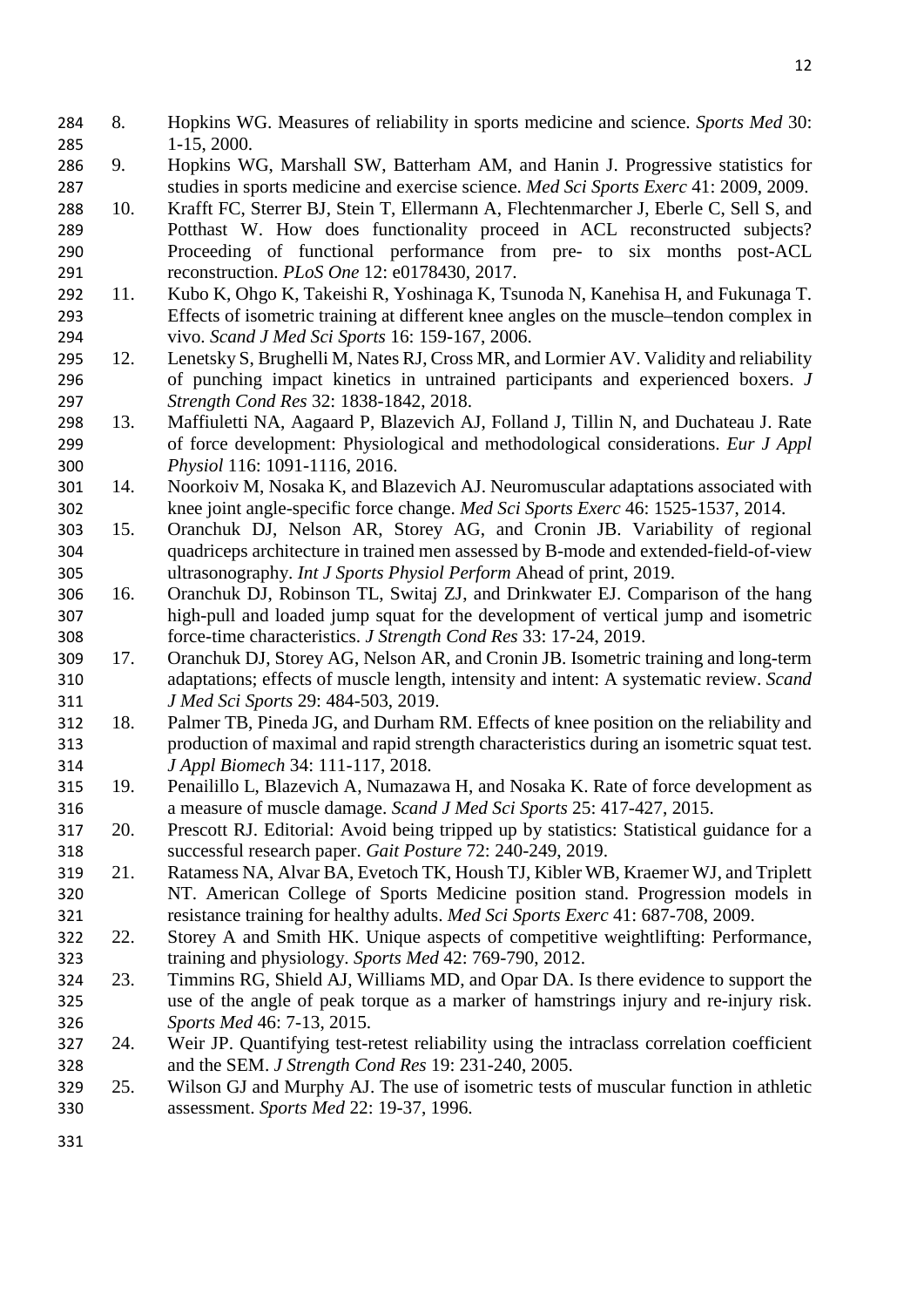8. Hopkins WG. Measures of reliability in sports medicine and science. *Sports Med* 30: 1-15, 2000.
9. Hopkins WG, Marshall SW, Batterham AM, and Hanin J. Progressive statistics for studies in sports medicine and exercise science. *Med Sci Sports Exerc* 41: 2009, 2009.
10. Krafft FC, Sterrer BJ, Stein T, Ellermann A, Flechtenmarcher J, Eberle C, Sell S, and Potthast W. How does functionality proceed in ACL reconstructed subjects? Proceeding of functional performance from pre- to six months post-ACL reconstruction. *PLoS One* 12: e0178430, 2017.
11. Kubo K, Ohgo K, Takeishi R, Yoshinaga K, Tsunoda N, Kanehisa H, and Fukunaga T. Effects of isometric training at different knee angles on the muscle–tendon complex in vivo. *Scand J Med Sci Sports* 16: 159-167, 2006.
12. Lenetsky S, Brughelli M, Nates RJ, Cross MR, and Lormier AV. Validity and reliability of punching impact kinetics in untrained participants and experienced boxers. *J Strength Cond Res* 32: 1838-1842, 2018.
13. Maffiuletti NA, Aagaard P, Blazevich AJ, Folland J, Tillin N, and Duchateau J. Rate of force development: Physiological and methodological considerations. *Eur J Appl Physiol* 116: 1091-1116, 2016.
14. Noorkoiv M, Nosaka K, and Blazevich AJ. Neuromuscular adaptations associated with knee joint angle-specific force change. *Med Sci Sports Exerc* 46: 1525-1537, 2014.
15. Oranchuk DJ, Nelson AR, Storey AG, and Cronin JB. Variability of regional quadriceps architecture in trained men assessed by B-mode and extended-field-of-view ultrasonography. *Int J Sports Physiol Perform* Ahead of print, 2019.
16. Oranchuk DJ, Robinson TL, Switaj ZJ, and Drinkwater EJ. Comparison of the hang high-pull and loaded jump squat for the development of vertical jump and isometric force-time characteristics. *J Strength Cond Res* 33: 17-24, 2019.
17. Oranchuk DJ, Storey AG, Nelson AR, and Cronin JB. Isometric training and long-term adaptations; effects of muscle length, intensity and intent: A systematic review. *Scand J Med Sci Sports* 29: 484-503, 2019.
18. Palmer TB, Pineda JG, and Durham RM. Effects of knee position on the reliability and production of maximal and rapid strength characteristics during an isometric squat test. *J Appl Biomech* 34: 111-117, 2018.
19. Penailillo L, Blazevich A, Numazawa H, and Nosaka K. Rate of force development as a measure of muscle damage. *Scand J Med Sci Sports* 25: 417-427, 2015.
20. Prescott RJ. Editorial: Avoid being tripped up by statistics: Statistical guidance for a successful research paper. *Gait Posture* 72: 240-249, 2019.
21. Ratamess NA, Alvar BA, Evetoch TK, Housh TJ, Kibler WB, Kraemer WJ, and Triplett NT. American College of Sports Medicine position stand. Progression models in resistance training for healthy adults. *Med Sci Sports Exerc* 41: 687-708, 2009.
22. Storey A and Smith HK. Unique aspects of competitive weightlifting: Performance, training and physiology. *Sports Med* 42: 769-790, 2012.
23. Timmins RG, Shield AJ, Williams MD, and Opar DA. Is there evidence to support the use of the angle of peak torque as a marker of hamstrings injury and re-injury risk. *Sports Med* 46: 7-13, 2015.
24. Weir JP. Quantifying test-retest reliability using the intraclass correlation coefficient and the SEM. *J Strength Cond Res* 19: 231-240, 2005.
25. Wilson GJ and Murphy AJ. The use of isometric tests of muscular function in athletic assessment. *Sports Med* 22: 19-37, 1996.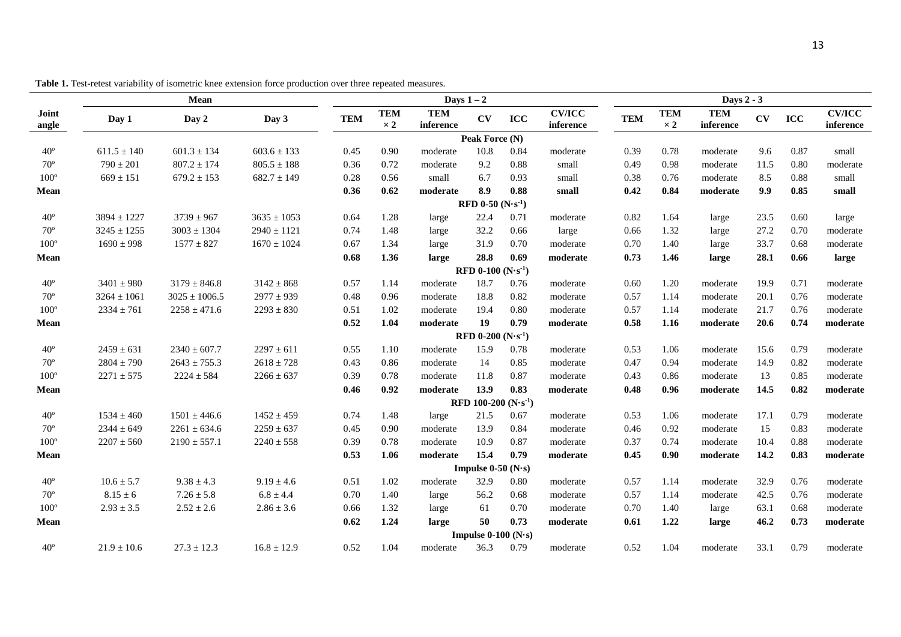**Table 1.** Test-retest variability of isometric knee extension force production over three repeated measures.

| Joint angle | Mean | | | Days 1 – 2 | | | | | | Days 2 - 3 | | | | | |
|---|---|---|---|---|---|---|---|---|---|---|---|---|---|---|---|
| | Day 1 | Day 2 | Day 3 | TEM | TEM × 2 | TEM inference | CV | ICC | CV/ICC inference | TEM | TEM × 2 | TEM inference | CV | ICC | CV/ICC inference |
| | | | | | | | **Peak Force (N)** | | | | | | | | |
| 40º | 611.5 ± 140 | 601.3 ± 134 | 603.6 ± 133 | 0.45 | 0.90 | moderate | 10.8 | 0.84 | moderate | 0.39 | 0.78 | moderate | 9.6 | 0.87 | small |
| 70º | 790 ± 201 | 807.2 ± 174 | 805.5 ± 188 | 0.36 | 0.72 | moderate | 9.2 | 0.88 | small | 0.49 | 0.98 | moderate | 11.5 | 0.80 | moderate |
| 100º | 669 ± 151 | 679.2 ± 153 | 682.7 ± 149 | 0.28 | 0.56 | small | 6.7 | 0.93 | small | 0.38 | 0.76 | moderate | 8.5 | 0.88 | small |
| **Mean** | | | | **0.36** | **0.62** | **moderate** | **8.9** | **0.88** | **small** | **0.42** | **0.84** | **moderate** | **9.9** | **0.85** | **small** |
| | | | | | | | **RFD 0-50 ($N \cdot s^{-1}$)** | | | | | | | | |
| 40º | 3894 ± 1227 | 3739 ± 967 | 3635 ± 1053 | 0.64 | 1.28 | large | 22.4 | 0.71 | moderate | 0.82 | 1.64 | large | 23.5 | 0.60 | large |
| 70º | 3245 ± 1255 | 3003 ± 1304 | 2940 ± 1121 | 0.74 | 1.48 | large | 32.2 | 0.66 | large | 0.66 | 1.32 | large | 27.2 | 0.70 | moderate |
| 100º | 1690 ± 998 | 1577 ± 827 | 1670 ± 1024 | 0.67 | 1.34 | large | 31.9 | 0.70 | moderate | 0.70 | 1.40 | large | 33.7 | 0.68 | moderate |
| **Mean** | | | | **0.68** | **1.36** | **large** | **28.8** | **0.69** | **moderate** | **0.73** | **1.46** | **large** | **28.1** | **0.66** | **large** |
| | | | | | | | **RFD 0-100 ($N \cdot s^{-1}$)** | | | | | | | | |
| 40º | 3401 ± 980 | 3179 ± 846.8 | 3142 ± 868 | 0.57 | 1.14 | moderate | 18.7 | 0.76 | moderate | 0.60 | 1.20 | moderate | 19.9 | 0.71 | moderate |
| 70º | 3264 ± 1061 | 3025 ± 1006.5 | 2977 ± 939 | 0.48 | 0.96 | moderate | 18.8 | 0.82 | moderate | 0.57 | 1.14 | moderate | 20.1 | 0.76 | moderate |
| 100º | 2334 ± 761 | 2258 ± 471.6 | 2293 ± 830 | 0.51 | 1.02 | moderate | 19.4 | 0.80 | moderate | 0.57 | 1.14 | moderate | 21.7 | 0.76 | moderate |
| **Mean** | | | | **0.52** | **1.04** | **moderate** | **19** | **0.79** | **moderate** | **0.58** | **1.16** | **moderate** | **20.6** | **0.74** | **moderate** |
| | | | | | | | **RFD 0-200 ($N \cdot s^{-1}$)** | | | | | | | | |
| 40º | 2459 ± 631 | 2340 ± 607.7 | 2297 ± 611 | 0.55 | 1.10 | moderate | 15.9 | 0.78 | moderate | 0.53 | 1.06 | moderate | 15.6 | 0.79 | moderate |
| 70º | 2804 ± 790 | 2643 ± 755.3 | 2618 ± 728 | 0.43 | 0.86 | moderate | 14 | 0.85 | moderate | 0.47 | 0.94 | moderate | 14.9 | 0.82 | moderate |
| 100º | 2271 ± 575 | 2224 ± 584 | 2266 ± 637 | 0.39 | 0.78 | moderate | 11.8 | 0.87 | moderate | 0.43 | 0.86 | moderate | 13 | 0.85 | moderate |
| **Mean** | | | | **0.46** | **0.92** | **moderate** | **13.9** | **0.83** | **moderate** | **0.48** | **0.96** | **moderate** | **14.5** | **0.82** | **moderate** |
| | | | | | | | **RFD 100-200 ($N \cdot s^{-1}$)** | | | | | | | | |
| 40º | 1534 ± 460 | 1501 ± 446.6 | 1452 ± 459 | 0.74 | 1.48 | large | 21.5 | 0.67 | moderate | 0.53 | 1.06 | moderate | 17.1 | 0.79 | moderate |
| 70º | 2344 ± 649 | 2261 ± 634.6 | 2259 ± 637 | 0.45 | 0.90 | moderate | 13.9 | 0.84 | moderate | 0.46 | 0.92 | moderate | 15 | 0.83 | moderate |
| 100º | 2207 ± 560 | 2190 ± 557.1 | 2240 ± 558 | 0.39 | 0.78 | moderate | 10.9 | 0.87 | moderate | 0.37 | 0.74 | moderate | 10.4 | 0.88 | moderate |
| **Mean** | | | | **0.53** | **1.06** | **moderate** | **15.4** | **0.79** | **moderate** | **0.45** | **0.90** | **moderate** | **14.2** | **0.83** | **moderate** |
| | | | | | | | **Impulse 0-50 (N·s)** | | | | | | | | |
| 40º | 10.6 ± 5.7 | 9.38 ± 4.3 | 9.19 ± 4.6 | 0.51 | 1.02 | moderate | 32.9 | 0.80 | moderate | 0.57 | 1.14 | moderate | 32.9 | 0.76 | moderate |
| 70º | 8.15 ± 6 | 7.26 ± 5.8 | 6.8 ± 4.4 | 0.70 | 1.40 | large | 56.2 | 0.68 | moderate | 0.57 | 1.14 | moderate | 42.5 | 0.76 | moderate |
| 100º | 2.93 ± 3.5 | 2.52 ± 2.6 | 2.86 ± 3.6 | 0.66 | 1.32 | large | 61 | 0.70 | moderate | 0.70 | 1.40 | large | 63.1 | 0.68 | moderate |
| **Mean** | | | | **0.62** | **1.24** | **large** | **50** | **0.73** | **moderate** | **0.61** | **1.22** | **large** | **46.2** | **0.73** | **moderate** |
| | | | | | | | **Impulse 0-100 (N·s)** | | | | | | | | |
| 40º | 21.9 ± 10.6 | 27.3 ± 12.3 | 16.8 ± 12.9 | 0.52 | 1.04 | moderate | 36.3 | 0.79 | moderate | 0.52 | 1.04 | moderate | 33.1 | 0.79 | moderate |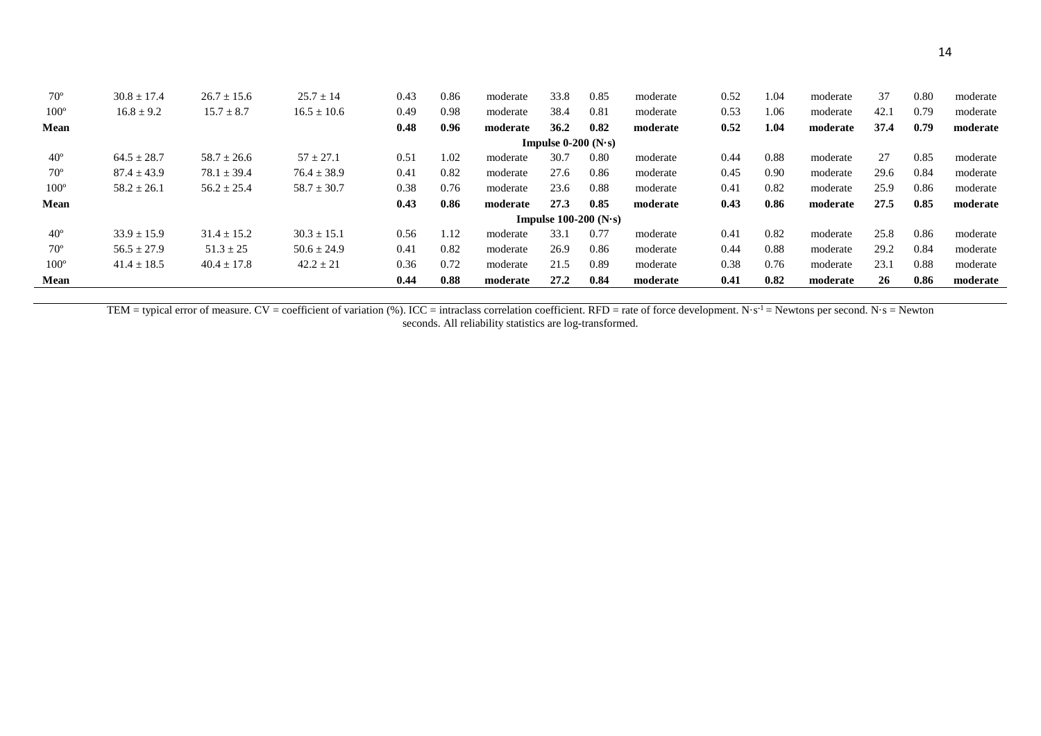| | | | | | | | | | | | | | | |
|---|---|---|---|---|---|---|---|---|---|---|---|---|---|---|
| 70º | 30.8 ± 17.4 | 26.7 ± 15.6 | 25.7 ± 14 | 0.43 | 0.86 | moderate | 33.8 | 0.85 | moderate | 0.52 | 1.04 | moderate | 37 | 0.80 | moderate |
| 100º | 16.8 ± 9.2 | 15.7 ± 8.7 | 16.5 ± 10.6 | 0.49 | 0.98 | moderate | 38.4 | 0.81 | moderate | 0.53 | 1.06 | moderate | 42.1 | 0.79 | moderate |
| **Mean** | | | | **0.48** | **0.96** | **moderate** | **36.2** | **0.82** | **moderate** | **0.52** | **1.04** | **moderate** | **37.4** | **0.79** | **moderate** |
| | | | | | | | **Impulse 0-200 (N·s)** | | | | | | | | |
| 40º | 64.5 ± 28.7 | 58.7 ± 26.6 | 57 ± 27.1 | 0.51 | 1.02 | moderate | 30.7 | 0.80 | moderate | 0.44 | 0.88 | moderate | 27 | 0.85 | moderate |
| 70º | 87.4 ± 43.9 | 78.1 ± 39.4 | 76.4 ± 38.9 | 0.41 | 0.82 | moderate | 27.6 | 0.86 | moderate | 0.45 | 0.90 | moderate | 29.6 | 0.84 | moderate |
| 100º | 58.2 ± 26.1 | 56.2 ± 25.4 | 58.7 ± 30.7 | 0.38 | 0.76 | moderate | 23.6 | 0.88 | moderate | 0.41 | 0.82 | moderate | 25.9 | 0.86 | moderate |
| **Mean** | | | | **0.43** | **0.86** | **moderate** | **27.3** | **0.85** | **moderate** | **0.43** | **0.86** | **moderate** | **27.5** | **0.85** | **moderate** |
| | | | | | | | **Impulse 100-200 (N·s)** | | | | | | | | |
| 40º | 33.9 ± 15.9 | 31.4 ± 15.2 | 30.3 ± 15.1 | 0.56 | 1.12 | moderate | 33.1 | 0.77 | moderate | 0.41 | 0.82 | moderate | 25.8 | 0.86 | moderate |
| 70º | 56.5 ± 27.9 | 51.3 ± 25 | 50.6 ± 24.9 | 0.41 | 0.82 | moderate | 26.9 | 0.86 | moderate | 0.44 | 0.88 | moderate | 29.2 | 0.84 | moderate |
| 100º | 41.4 ± 18.5 | 40.4 ± 17.8 | 42.2 ± 21 | 0.36 | 0.72 | moderate | 21.5 | 0.89 | moderate | 0.38 | 0.76 | moderate | 23.1 | 0.88 | moderate |
| **Mean** | | | | **0.44** | **0.88** | **moderate** | **27.2** | **0.84** | **moderate** | **0.41** | **0.82** | **moderate** | **26** | **0.86** | **moderate** |

TEM = typical error of measure. CV = coefficient of variation (%). ICC = intraclass correlation coefficient. RFD = rate of force development. $N \cdot s^{-1}$ = Newtons per second. N·s = Newton seconds. All reliability statistics are log-transformed.